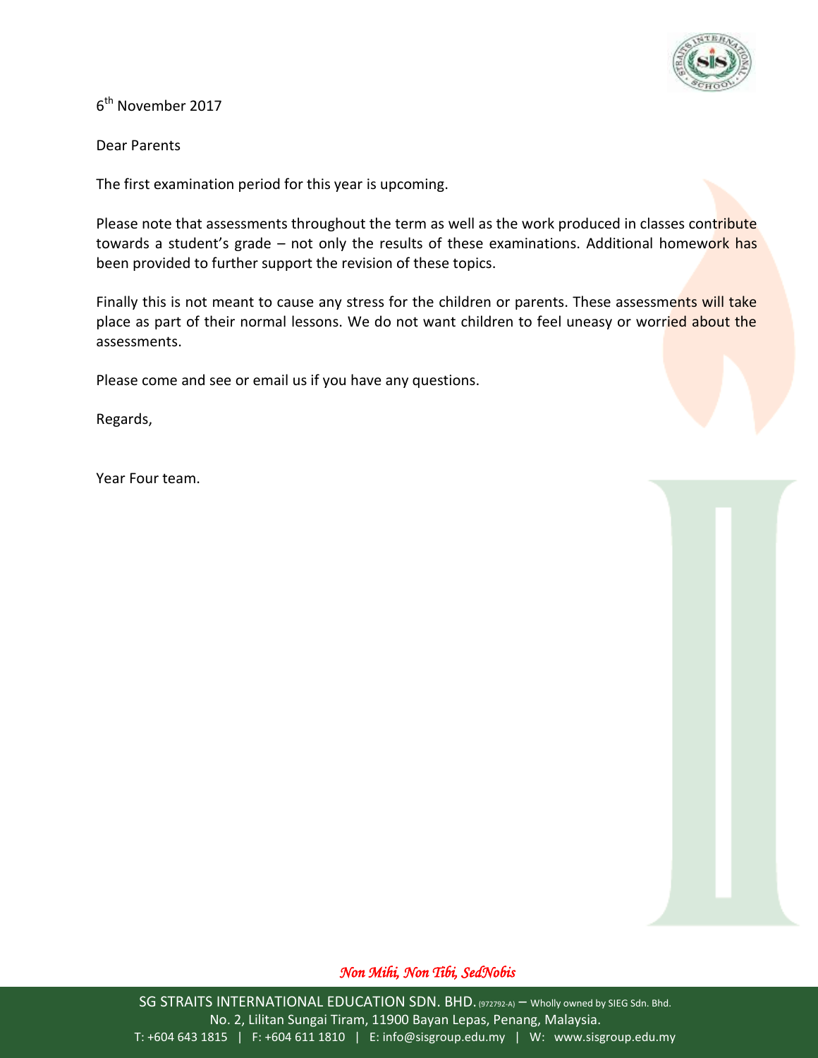6th November 2017

Dear Parents

The first examination period for this year is upcoming.

Please note that assessments throughout the term as well as the work produced in classes contribute towards a student's grade – not only the results of these examinations. Additional homework has been provided to further support the revision of these topics.

Finally this is not meant to cause any stress for the children or parents. These assessments will take place as part of their normal lessons. We do not want children to feel uneasy or worried about the assessments.

Please come and see or email us if you have any questions.

Regards,

Year Four team.

*Non Mihi, Non Tibi, SedNobis*

SG STRAITS INTERNATIONAL EDUCATION SDN. BHD. (972792-A) – Wholly owned by SIEG Sdn. Bhd.
No. 2, Lilitan Sungai Tiram, 11900 Bayan Lepas, Penang, Malaysia.
T: +604 643 1815 | F: +604 611 1810 | E: info@sisgroup.edu.my | W: www.sisgroup.edu.my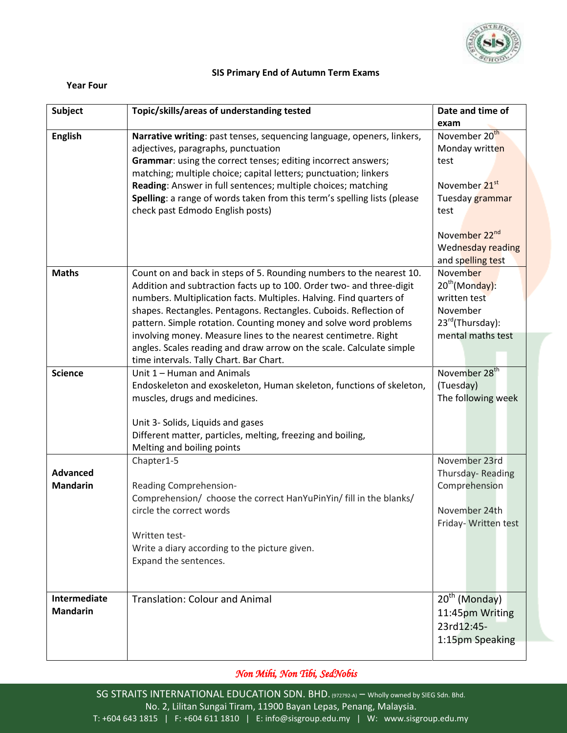## SIS Primary End of Autumn Term Exams

**Year Four**

| Subject | Topic/skills/areas of understanding tested | Date and time of exam |
|---|---|---|
| **English** | **Narrative writing**: past tenses, sequencing language, openers, linkers, adjectives, paragraphs, punctuation<br>**Grammar**: using the correct tenses; editing incorrect answers; matching; multiple choice; capital letters; punctuation; linkers<br>**Reading**: Answer in full sentences; multiple choices; matching<br>**Spelling**: a range of words taken from this term's spelling lists (please check past Edmodo English posts) | November 20th Monday written test<br><br>November 21st Tuesday grammar test<br><br>November 22nd Wednesday reading and spelling test |
| **Maths** | Count on and back in steps of 5. Rounding numbers to the nearest 10. Addition and subtraction facts up to 100. Order two- and three-digit numbers. Multiplication facts. Multiples. Halving. Find quarters of shapes. Rectangles. Pentagons. Rectangles. Cuboids. Reflection of pattern. Simple rotation. Counting money and solve word problems involving money. Measure lines to the nearest centimetre. Right angles. Scales reading and draw arrow on the scale. Calculate simple time intervals. Tally Chart. Bar Chart. | November 20th(Monday): written test<br>November 23rd(Thursday): mental maths test |
| **Science** | Unit 1 – Human and Animals<br>Endoskeleton and exoskeleton, Human skeleton, functions of skeleton, muscles, drugs and medicines.<br><br>Unit 3- Solids, Liquids and gases<br>Different matter, particles, melting, freezing and boiling,<br>Melting and boiling points | November 28th (Tuesday)<br>The following week |
| **Advanced Mandarin** | Chapter1-5<br><br>Reading Comprehension-<br>Comprehension/ choose the correct HanYuPinYin/ fill in the blanks/ circle the correct words<br><br>Written test-<br>Write a diary according to the picture given.<br>Expand the sentences. | November 23rd Thursday- Reading Comprehension<br><br>November 24th Friday- Written test |
| **Intermediate Mandarin** | Translation: Colour and Animal | 20th (Monday) 11:45pm Writing<br>23rd12:45-1:15pm Speaking |

*Non Mihi, Non Tibi, SedNobis*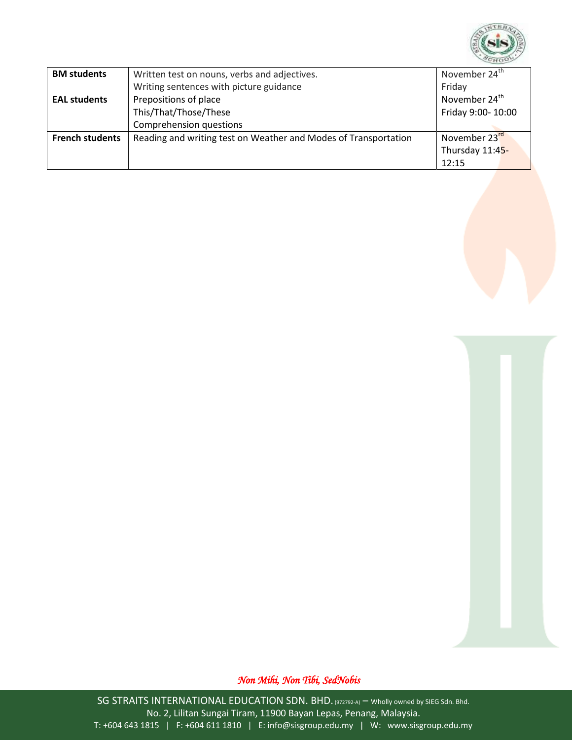| | | |
|---|---|---|
| **BM students** | Written test on nouns, verbs and adjectives.<br>Writing sentences with picture guidance | November 24th<br>Friday |
| **EAL students** | Prepositions of place<br>This/That/Those/These<br>Comprehension questions | November 24th<br>Friday 9:00- 10:00 |
| **French students** | Reading and writing test on Weather and Modes of Transportation | November 23rd<br>Thursday 11:45-12:15 |

*Non Mihi, Non Tibi, SedNobis*

SG STRAITS INTERNATIONAL EDUCATION SDN. BHD. (972792-A) – Wholly owned by SIEG Sdn. Bhd.
No. 2, Lilitan Sungai Tiram, 11900 Bayan Lepas, Penang, Malaysia.
T: +604 643 1815 | F: +604 611 1810 | E: info@sisgroup.edu.my | W: www.sisgroup.edu.my